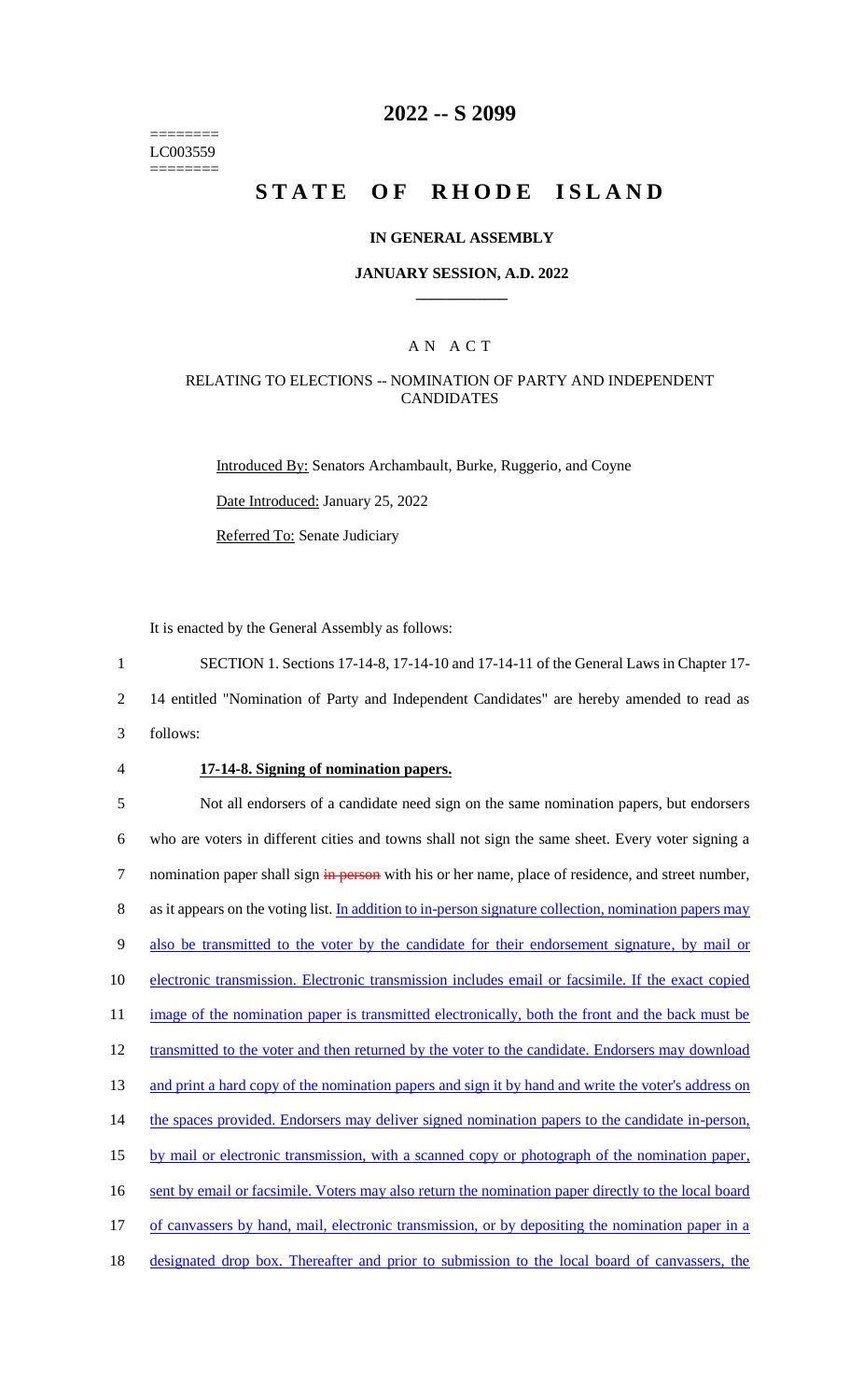========
LC003559
========

# 2022 -- S 2099

# STATE OF RHODE ISLAND

### IN GENERAL ASSEMBLY

### JANUARY SESSION, A.D. 2022

## AN ACT

### RELATING TO ELECTIONS -- NOMINATION OF PARTY AND INDEPENDENT CANDIDATES

Introduced By: Senators Archambault, Burke, Ruggerio, and Coyne

Date Introduced: January 25, 2022

Referred To: Senate Judiciary

It is enacted by the General Assembly as follows:

1 SECTION 1. Sections 17-14-8, 17-14-10 and 17-14-11 of the General Laws in Chapter 17-
2 14 entitled "Nomination of Party and Independent Candidates" are hereby amended to read as
3 follows:

4 **17-14-8. Signing of nomination papers.**

5 Not all endorsers of a candidate need sign on the same nomination papers, but endorsers
6 who are voters in different cities and towns shall not sign the same sheet. Every voter signing a
7 nomination paper shall sign ~~in person~~ with his or her name, place of residence, and street number,
8 as it appears on the voting list. In addition to in-person signature collection, nomination papers may
9 also be transmitted to the voter by the candidate for their endorsement signature, by mail or
10 electronic transmission. Electronic transmission includes email or facsimile. If the exact copied
11 image of the nomination paper is transmitted electronically, both the front and the back must be
12 transmitted to the voter and then returned by the voter to the candidate. Endorsers may download
13 and print a hard copy of the nomination papers and sign it by hand and write the voter's address on
14 the spaces provided. Endorsers may deliver signed nomination papers to the candidate in-person,
15 by mail or electronic transmission, with a scanned copy or photograph of the nomination paper,
16 sent by email or facsimile. Voters may also return the nomination paper directly to the local board
17 of canvassers by hand, mail, electronic transmission, or by depositing the nomination paper in a
18 designated drop box. Thereafter and prior to submission to the local board of canvassers, the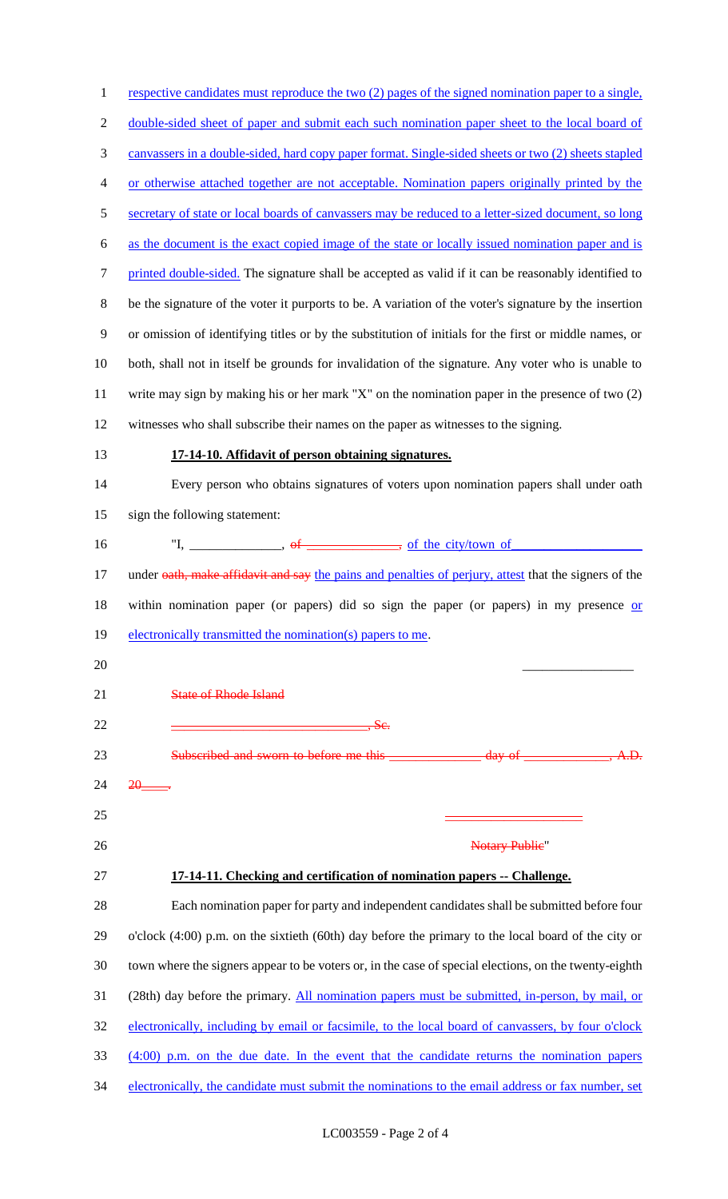respective candidates must reproduce the two (2) pages of the signed nomination paper to a single, double-sided sheet of paper and submit each such nomination paper sheet to the local board of canvassers in a double-sided, hard copy paper format. Single-sided sheets or two (2) sheets stapled or otherwise attached together are not acceptable. Nomination papers originally printed by the secretary of state or local boards of canvassers may be reduced to a letter-sized document, so long as the document is the exact copied image of the state or locally issued nomination paper and is printed double-sided. The signature shall be accepted as valid if it can be reasonably identified to be the signature of the voter it purports to be. A variation of the voter's signature by the insertion or omission of identifying titles or by the substitution of initials for the first or middle names, or both, shall not in itself be grounds for invalidation of the signature. Any voter who is unable to write may sign by making his or her mark "X" on the nomination paper in the presence of two (2) witnesses who shall subscribe their names on the paper as witnesses to the signing.

**17-14-10. Affidavit of person obtaining signatures.**

Every person who obtains signatures of voters upon nomination papers shall under oath sign the following statement:

"I, ______________, ~~of ______________,~~ of the city/town of ____________________ under ~~oath, make affidavit and say~~ the pains and penalties of perjury, attest that the signers of the within nomination paper (or papers) did so sign the paper (or papers) in my presence or electronically transmitted the nomination(s) papers to me.

_________________

~~State of Rhode Island~~

~~______________________________, Sc.~~

~~Subscribed and sworn to before me this ______________ day of _____________, A.D. 20____.~~

~~____________________~~

~~Notary Public~~"

**17-14-11. Checking and certification of nomination papers -- Challenge.**

Each nomination paper for party and independent candidates shall be submitted before four o'clock (4:00) p.m. on the sixtieth (60th) day before the primary to the local board of the city or town where the signers appear to be voters or, in the case of special elections, on the twenty-eighth (28th) day before the primary. All nomination papers must be submitted, in-person, by mail, or electronically, including by email or facsimile, to the local board of canvassers, by four o'clock (4:00) p.m. on the due date. In the event that the candidate returns the nomination papers electronically, the candidate must submit the nominations to the email address or fax number, set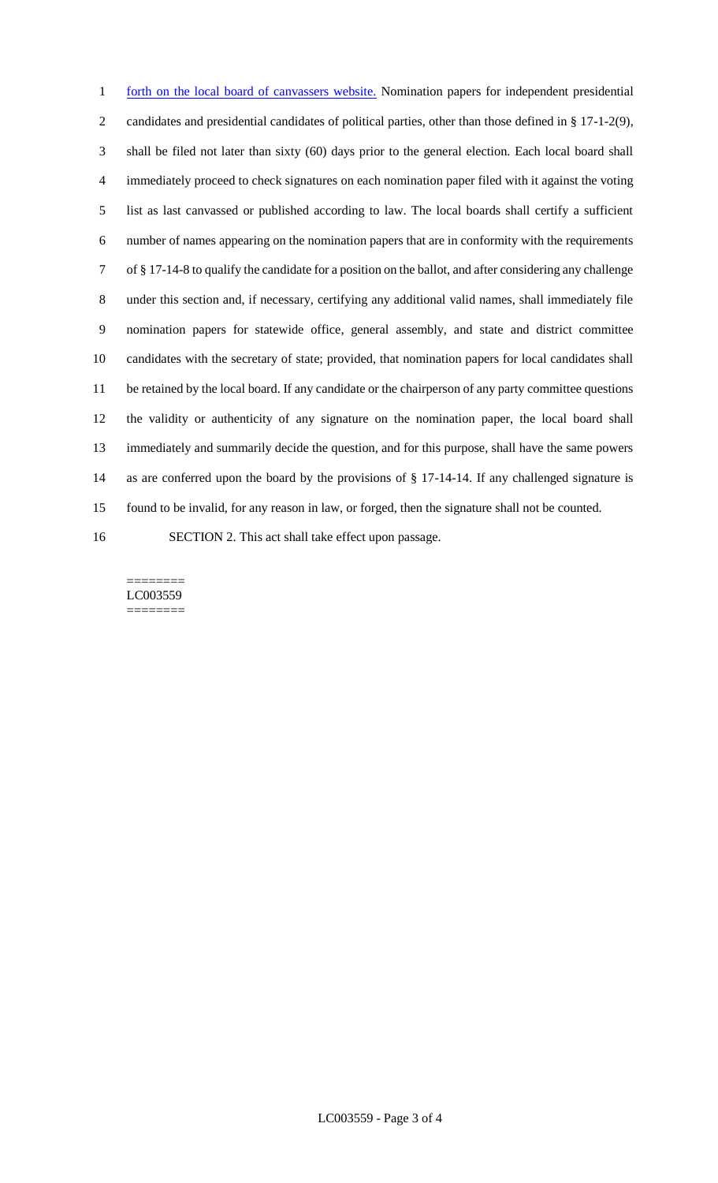forth on the local board of canvassers website. Nomination papers for independent presidential candidates and presidential candidates of political parties, other than those defined in § 17-1-2(9), shall be filed not later than sixty (60) days prior to the general election. Each local board shall immediately proceed to check signatures on each nomination paper filed with it against the voting list as last canvassed or published according to law. The local boards shall certify a sufficient number of names appearing on the nomination papers that are in conformity with the requirements of § 17-14-8 to qualify the candidate for a position on the ballot, and after considering any challenge under this section and, if necessary, certifying any additional valid names, shall immediately file nomination papers for statewide office, general assembly, and state and district committee candidates with the secretary of state; provided, that nomination papers for local candidates shall be retained by the local board. If any candidate or the chairperson of any party committee questions the validity or authenticity of any signature on the nomination paper, the local board shall immediately and summarily decide the question, and for this purpose, shall have the same powers as are conferred upon the board by the provisions of § 17-14-14. If any challenged signature is found to be invalid, for any reason in law, or forged, then the signature shall not be counted.

SECTION 2. This act shall take effect upon passage.

========
LC003559
========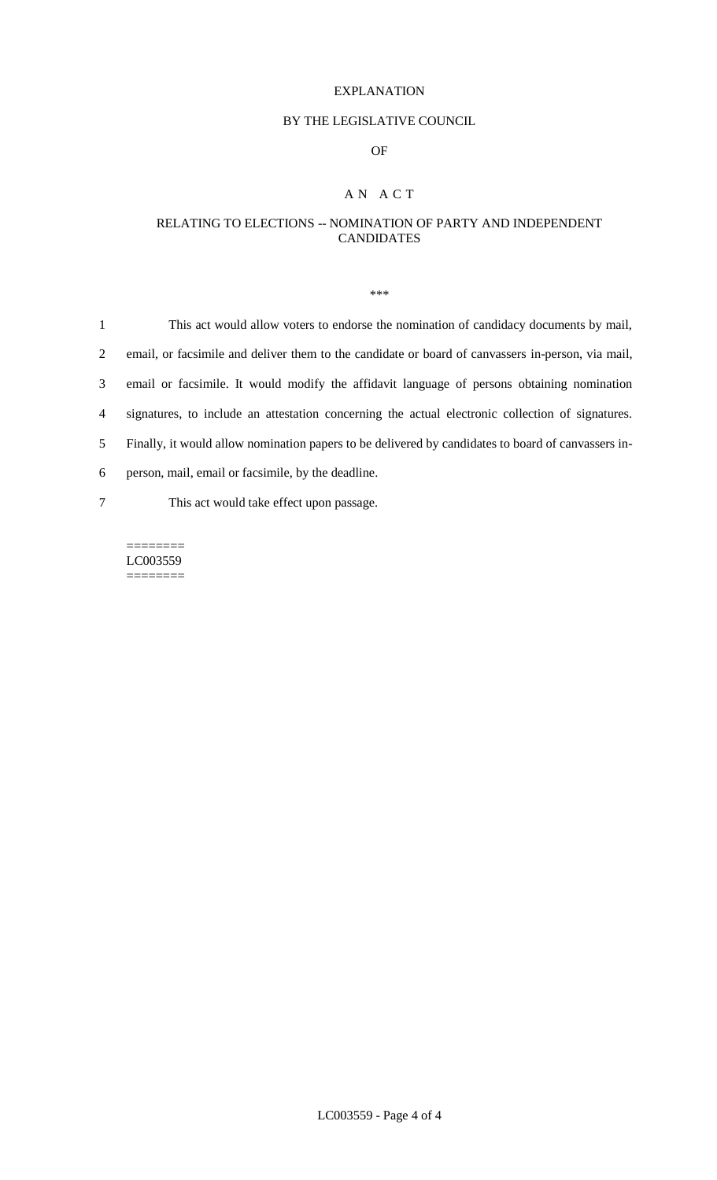EXPLANATION

BY THE LEGISLATIVE COUNCIL

OF

A N A C T

RELATING TO ELECTIONS -- NOMINATION OF PARTY AND INDEPENDENT CANDIDATES

\*\*\*

1 This act would allow voters to endorse the nomination of candidacy documents by mail,
2 email, or facsimile and deliver them to the candidate or board of canvassers in-person, via mail,
3 email or facsimile. It would modify the affidavit language of persons obtaining nomination
4 signatures, to include an attestation concerning the actual electronic collection of signatures.
5 Finally, it would allow nomination papers to be delivered by candidates to board of canvassers in-
6 person, mail, email or facsimile, by the deadline.
7 This act would take effect upon passage.

========
LC003559
========